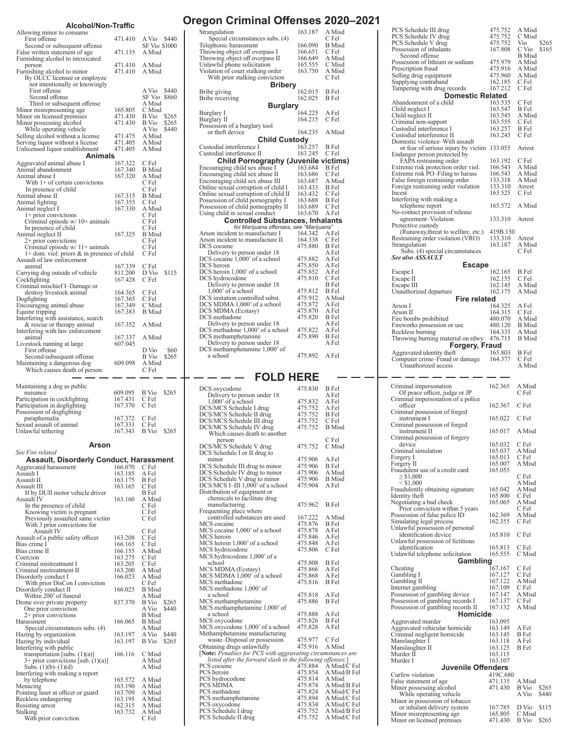# Oregon Criminal Offenses 2020–2021

## Alcohol/Non-Traffic

| | | | |
|---|---|---|---|
| Allowing minor to consume | 471.410 | | |
| First offense | | A Vio | $440 |
| Second or subsequent offense | | SF Vio | $1000 |
| False written statement of age | 471.135 | A Misd | |
| Furnishing alcohol to intoxicated person | 471.410 | A Misd | |
| Furnishing alcohol to minor | 471.410 | A Misd | |
| By OLCC licensee or employee not intentionally or knowingly | | | |
| First offense | | A Vio | $440 |
| Second offense | | SF Vio | $860 |
| Third or subsequent offense | | A Misd | |
| Minor misrepresenting age | 165.805 | C Misd | |
| Minor on licensed premises | 471.430 | B Vio | $265 |
| Minor possessing alcohol | 471.430 | B Vio | $265 |
| While operating vehicle | | A Vio | $440 |
| Selling alcohol without a license | 471.475 | A Misd | |
| Serving liquor without a license | 471.405 | A Misd | |
| Unlicensed liquor establishment | 471.405 | A Misd | |

## Animals

| | | | |
|---|---|---|---|
| Aggravated animal abuse I | 167.322 | C Fel | |
| Animal abandonment | 167.340 | B Misd | |
| Animal abuse I | 167.320 | A Misd | |
| With 1+ of certain convictions | | C Fel | |
| In presence of child | | C Fel | |
| Animal abuse II | 167.315 | B Misd | |
| Animal fighting | 167.355 | C Fel | |
| Animal neglect I | 167.330 | A Misd | |
| 1+ prior convictions | | C Fel | |
| Criminal episode w/ 10+ animals | | C Fel | |
| In presence of child | | C Fel | |
| Animal neglect II | 167.325 | B Misd | |
| 2+ prior convictions | | C Fel | |
| Criminal episode w/ 11+ animals | | C Fel | |
| 1+ dom. viol. priors & in presence of child | | C Fel | |
| Assault of law enforcement animal | 167.339 | C Fel | |
| Carrying dog outside of vehicle | 811.200 | D Vio | $115 |
| Cockfighting | 167.428 | C Fel | |
| Criminal mischief I–Damage or destroy livestock animal | 164.365 | C Fel | |
| Dogfighting | 167.365 | C Fel | |
| Encouraging animal abuse | 167.349 | C Misd | |
| Equine tripping | 167.383 | B Misd | |
| Interfering with assistance, search & rescue or therapy animal | 167.352 | A Misd | |
| Interfering with law enforcement animal | 167.337 | A Misd | |
| Livestock running at large | 607.045 | | |
| First offense | | D Vio | $60 |
| Second/subsequent offense | | B Vio | $265 |
| Maintaining a dangerous dog | 609.098 | A Misd | |
| Which causes death of person | | C Fel | |
| Maintaining a dog as public nuisance | 609.095 | B Vio | $265 |
| Participation in cockfighting | 167.431 | C Fel | |
| Participation in dogfighting | 167.370 | C Fel | |
| Possession of dogfighting paraphernalia | 167.372 | C Fel | |
| Sexual assault of animal | 167.333 | C Fel | |
| Unlawful tethering | 167.343 | B Vio | $265 |

## Arson

*See Fire related*

## Assault, Disorderly Conduct, Harassment

| | | | |
|---|---|---|---|
| Aggravated harassment | 166.070 | C Fel | |
| Assault I | 163.185 | A Fel | |
| Assault II | 163.175 | B Fel | |
| Assault III | 163.165 | C Fel | |
| If by DUII motor vehicle driver | | B Fel | |
| Assault IV | 163.160 | A Misd | |
| In the presence of child | | C Fel | |
| Knowing victim is pregnant | | C Fel | |
| Previously assaulted same victim | | C Fel | |
| With 3 prior convictions for Assault IV | | C Fel | |
| Assault of a public safety officer | 163.208 | C Fel | |
| Bias crime I | 166.165 | C Fel | |
| Bias crime II | 166.155 | A Misd | |
| Coercion | 163.275 | C Fel | |
| Criminal mistreatment I | 163.205 | C Fel | |
| Criminal mistreatment II | 163.200 | A Misd | |
| Disorderly conduct I | 166.023 | A Misd | |
| With prior DisCon I conviction | | C Fel | |
| Disorderly conduct II | 166.025 | B Misd | |
| Within 200' of funeral | | A Misd | |
| Drone over private property | 837.370 | B Vio | $265 |
| One prior conviction | | A Vio | $440 |
| 2+ prior convictions | | B Misd | |
| Harassment | 166.065 | B Misd | |
| Special circumstances subs. (4) | | A Misd | |
| Hazing by organization | 163.197 | A Vio | $440 |
| Hazing by individual | 163.197 | B Vio | $265 |
| Interfering with public transportation [subs. (1)(a)] | 166.116 | C Misd | |
| 3+ prior convictions [sub. (1)(a)] | | A Misd | |
| Subs. (1)(b)–(1)(d) | | A Misd | |
| Interfering with making a report by telephone | 165.572 | A Misd | |
| Menacing | 163.190 | A Misd | |
| Pointing laser at officer or guard | 163.709 | A Misd | |
| Reckless endangering | 163.195 | A Misd | |
| Resisting arrest | 162.315 | A Misd | |
| Stalking | 163.732 | A Misd | |
| With prior conviction | | C Fel | |
| Strangulation | 163.187 | A Misd | |
| Special circumstances subs. (4) | | C Fel | |
| Telephonic harassment | 166.090 | B Misd | |
| Throwing object off overpass I | 166.651 | C Fel | |
| Throwing object off overpass II | 166.649 | A Misd | |
| Unlawful phone solicitation | 165.555 | C Misd | |
| Violation of court stalking order | 163.750 | A Misd | |
| With prior stalking conviction | | C Fel | |

## Bribery

| | | |
|---|---|---|
| Bribe giving | 162.015 | B Fel |
| Bribe receiving | 162.025 | B Fel |

## Burglary

| | | |
|---|---|---|
| Burglary I | 164.225 | A Fel |
| Burglary II | 164.215 | C Fel |
| Possession of a burglary tool or theft device | 164.235 | A Misd |

## Child Custody

| | | |
|---|---|---|
| Custodial interference I | 163.257 | B Fel |
| Custodial interference II | 163.245 | C Fel |

## Child Pornography (Juvenile victims)

| | | |
|---|---|---|
| Encouraging child sex abuse I | 163.684 | B Fel |
| Encouraging child sex abuse II | 163.686 | C Fel |
| Encouraging child sex abuse III | 163.687 | A Misd |
| Online sexual corruption of child I | 163.433 | B Fel |
| Online sexual corruption of child II | 163.432 | C Fel |
| Possession of child pornography I | 163.688 | B Fel |
| Possession of child pornography II | 163.689 | C Fel |
| Using child in sexual conduct | 163.670 | A Fel |

## Controlled Substances, Inhalants

*for Marijuana offenses, see "Marijuana"*

| | | | |
|---|---|---|---|
| Arson incident to manufacture I | 164.342 | A Fel | |
| Arson incident to manufacture II | 164.338 | C Fel | |
| DCS cocaine | 475.880 | B Fel | |
| Delivery to person under 18 | | A Fel | |
| DCS cocaine 1,000' of a school | 475.882 | A Fel | |
| DCS heroin | 475.850 | A Fel | |
| DCS heroin 1,000' of a school | 475.852 | A Fel | |
| DCS hydrocodone | 475.810 | C Fel | |
| Delivery to person under 18 | | B Fel | |
| 1,000' of a school | 475.812 | B Fel | |
| DCS imitation controlled subst. | 475.912 | A Misd | |
| DCS MDMA 1,000' of a school | 475.872 | A Fel | |
| DCS MDMA (Ecstasy) | 475.870 | A Fel | |
| DCS methadone | 475.820 | B Fel | |
| Delivery to person under 18 | | A Fel | |
| DCS methadone 1,000' of a school | 475.822 | A Fel | |
| DCS methamphetamine | 475.890 | B Fel | |
| Delivery to person under 18 | | A Fel | |
| DCS methamphetamine 1,000' of a school | 475.892 | A Fel | |
| DCS oxycodone | 475.830 | B Fel | |
| Delivery to person under 18 | | A Fel | |
| 1,000' of a school | 475.832 | A Fel | |
| DCS/MCS Schedule I drug | 475.752 | A Fel | |
| DCS/MCS Schedule II drug | 475.752 | B Fel | |
| DCS/MCS Schedule III drug | 475.752 | C Fel | |
| DCS/MCS Schedule IV drug | 475.752 | B Misd | |
| Which causes death to another person | | C Fel | |
| DCS/MCS Schedule V drug | 475.752 | C Misd | |
| DCS Schedule I or II drug to minor | 475.906 | A Fel | |
| DCS Schedule III drug to minor | 475.906 | B Fel | |
| DCS Schedule IV drug to minor | 475.906 | A Misd | |
| DCS Schedule V drug to minor | 475.906 | B Misd | |
| DCS/MCS I–III 1,000' of a school | 475.904 | A Fel | |
| Distribution of equipment or chemicals to facilitate drug manufacturing | 475.962 | B Fel | |
| Frequenting place where controlled substances are used | 167.222 | A Misd | |
| MCS cocaine | 475.876 | B Fel | |
| MCS cocaine 1,000' of a school | 475.878 | A Fel | |
| MCS heroin | 475.846 | A Fel | |
| MCS heroin 1,000' of a school | 475.848 | A Fel | |
| MCS hydrocodone | 475.806 | C Fel | |
| MCS hydrocodone 1,000' of a school | 475.808 | B Fel | |
| MCS MDMA (Ecstasy) | 475.866 | A Fel | |
| MCS MDMA 1,000' of a school | 475.868 | A Fel | |
| MCS methadone | 475.816 | B Fel | |
| MCS methadone 1,000' of a school | 475.818 | A Fel | |
| MCS methamphetamine | 475.886 | B Fel | |
| MCS methamphetamine 1,000' of a school | 475.888 | A Fel | |
| MCS oxycodone | 475.826 | B Fel | |
| MCS oxycodone 1,000' of a school | 475.828 | A Fel | |
| Methamphetamine manufacturing waste–Disposal or possession | 475.977 | C Fel | |
| Obtaining drugs unlawfully | 475.916 | A Misd | |

[**Note:** *Penalties for PCS with aggravating circumstances are listed after the forward slash in the following offenses.*]

| | | | |
|---|---|---|---|
| PCS cocaine | 475.884 | A Misd/C Fel | |
| PCS heroin | 475.854 | A Misd/B Fel | |
| PCS hydrocodone | 475.814 | A Misd | |
| PCS MDMA | 475.874 | A Misd/B Fel | |
| PCS methadone | 475.824 | A Misd/C Fel | |
| PCS methamphetamine | 475.894 | A Misd/C Fel | |
| PCS oxycodone | 475.834 | A Misd/C Fel | |
| PCS Schedule I drug | 475.752 | A Misd/B Fel | |
| PCS Schedule II drug | 475.752 | A Misd/C Fel | |
| PCS Schedule III drug | 475.752 | A Misd | |
| PCS Schedule IV drug | 475.752 | C Misd | |
| PCS Schedule V drug | 475.752 | Vio | $265 |
| Possession of inhalants | 167.808 | C Vio | $165 |
| Second offense | | B Misd | |
| Possession of lithium or sodium | 475.979 | A Misd | |
| Prescription fraud | 475.916 | A Misd | |
| Selling drug equipment | 475.960 | A Misd | |
| Supplying contraband | 162.185 | C Fel | |
| Tampering with drug records | 167.212 | C Fel | |

## Domestic Related

| | | |
|---|---|---|
| Abandonment of a child | 163.535 | C Fel |
| Child neglect I | 163.547 | B Fel |
| Child neglect II | 163.545 | A Misd |
| Criminal non-support | 163.555 | C Fel |
| Custodial interference I | 163.257 | B Fel |
| Custodial interference II | 163.245 | C Fel |
| Domestic violence–With assault or fear of serious injury by victim | 133.055 | Arrest |
| Endanger person protected by FAPA restraining order | 163.192 | C Fel |
| Extreme risk protection order viol. | 166.543 | A Misd |
| Extreme risk PO–Filing to harass | 166.543 | A Misd |
| False foreign restraining order | 133.318 | A Misd |
| Foreign restraining order violation | 133.310 | Arrest |
| Incest | 163.525 | C Fel |
| Interfering with making a telephone report | 165.572 | A Misd |
| No-contact provision of release agreement–Violation | 133.310 | Arrest |
| Protective custody (Runaway,threat to welfare, etc.) | 419B.150 | |
| Restraining order violation (VRO) | 133.310 | Arrest |
| Strangulation | 163.187 | A Misd |
| Subs. (4) special circumstances | | C Fel |

***See also ASSAULT***

## Escape

| | | |
|---|---|---|
| Escape I | 162.165 | B Fel |
| Escape II | 162.155 | C Fel |
| Escape III | 162.145 | A Misd |
| Unauthorized departure | 162.175 | A Misd |

## Fire related

| | | |
|---|---|---|
| Arson I | 164.325 | A Fel |
| Arson II | 164.315 | C Fel |
| Fire bombs prohibited | 480.070 | A Misd |
| Fireworks possession or use | 480.120 | B Misd |
| Reckless burning | 164.335 | A Misd |
| Throwing burning material on rdwy | 476.715 | B Misd |

## Forgery, Fraud

| | | |
|---|---|---|
| Aggravated identity theft | 165.803 | B Fel |
| Computer crime–Fraud or damage | 164.377 | C Fel |
| Unauthorized access | | A Misd |
| Criminal impersonation | 162.365 | A Misd |
| Of peace officer, judge or JP | | C Fel |
| Criminal impersonation of a police officer | 162.367 | C Fel |
| Criminal possession of forged instrument I | 165.022 | C Fel |
| Criminal possession of forged instrument II | 165.017 | A Misd |
| Criminal possession of forgery device | 165.032 | C Fel |
| Criminal simulation | 165.037 | A Misd |
| Forgery I | 165.013 | C Fel |
| Forgery II | 165.007 | A Misd |
| Fraudulent use of a credit card | 165.055 | |
| ≥ $1,000 | | C Fel |
| < $1,000 | | A Misd |
| Fraudulently obtaining signature | 165.042 | A Misd |
| Identity theft | 165.800 | C Fel |
| Negotiating a bad check | 165.065 | A Misd |
| Prior conviction within 5 years | | C Fel |
| Possession of false police ID | 162.369 | A Misd |
| Simulating legal process | 162.355 | C Fel |
| Unlawful possession of personal identification device | 165.810 | C Fel |
| Unlawful possession of fictitious identification | 165.813 | C Fel |
| Unlawful telephone solicitation | 165.555 | C Misd |

## Gambling

| | | |
|---|---|---|
| Cheating | 167.167 | C Fel |
| Gambling I | 167.127 | C Fel |
| Gambling II | 167.122 | A Misd |
| Internet gambling | 167.109 | C Fel |
| Possession of gambling device | 167.147 | A Misd |
| Possession of gambling records I | 167.137 | C Fel |
| Possession of gambling records II | 167.132 | A Misd |

## Homicide

| | | |
|---|---|---|
| Aggravated murder | 163.095 | |
| Aggravated vehicular homicide | 163.149 | A Fel |
| Criminal negligent homicide | 163.145 | B Fel |
| Manslaughter I | 163.118 | A Fel |
| Manslaughter II | 163.125 | B Fel |
| Murder II | 163.115 | |
| Murder I | 163.107 | |

## Juvenile Offenders

| | | | |
|---|---|---|---|
| Curfew violation | 419C.680 | | |
| False statement of age | 471.135 | A Misd | |
| Minor possessing alcohol | 471.430 | B Vio | $265 |
| While operating vehicle | | A Vio | $440 |
| Minor in possession of tobacco or inhalant delivery system | 167.785 | D Vio | $115 |
| Minor misrepresenting age | 165.805 | C Misd | |
| Minor on licensed premises | 471.430 | B Vio | $265 |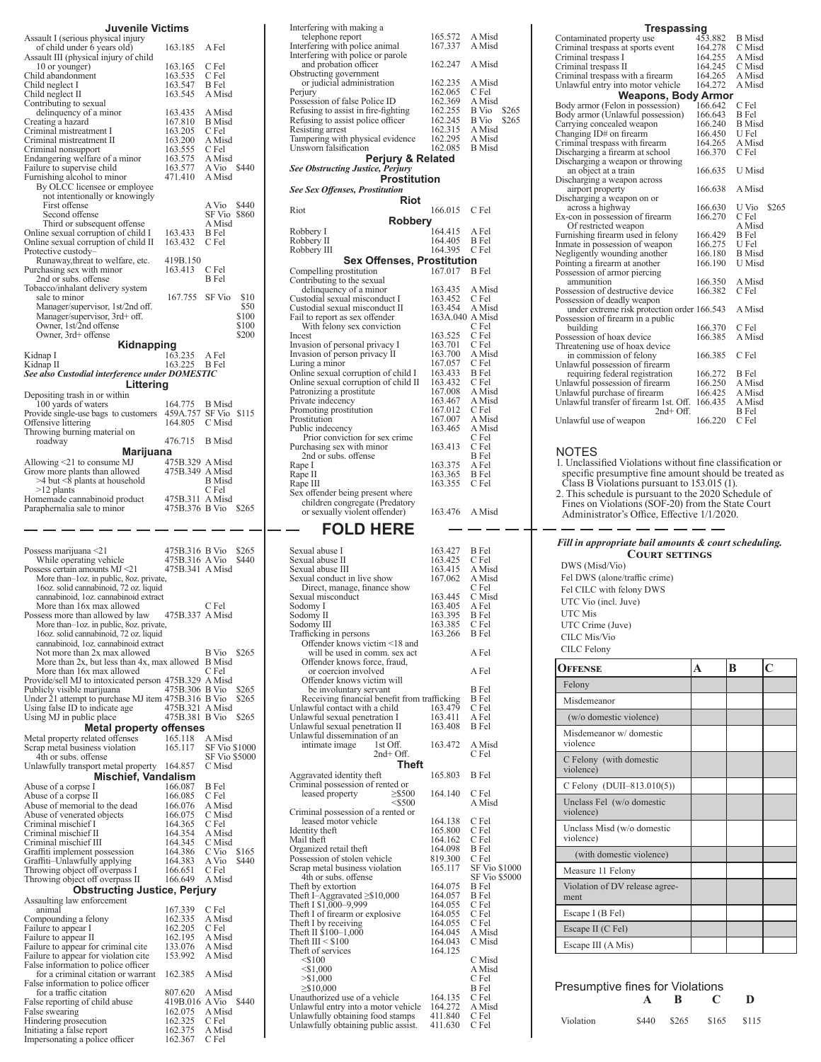## Juvenile Victims

| Offense | Statute | Class | Fine |
|---|---|---|---|
| Assault I (serious physical injury of child under 6 years old) | 163.185 | A Fel | |
| Assault III (physical injury of child 10 or younger) | 163.165 | C Fel | |
| Child abandonment | 163.535 | C Fel | |
| Child neglect I | 163.547 | B Fel | |
| Child neglect II | 163.545 | A Misd | |
| Contributing to sexual delinquency of a minor | 163.435 | A Misd | |
| Creating a hazard | 167.810 | B Misd | |
| Criminal mistreatment I | 163.205 | C Fel | |
| Criminal mistreatment II | 163.200 | A Misd | |
| Criminal nonsupport | 163.555 | C Fel | |
| Endangering welfare of a minor | 163.575 | A Misd | |
| Failure to supervise child | 163.577 | A Vio | $440 |
| Furnishing alcohol to minor | 471.410 | A Misd | |
| By OLCC licensee or employee not intentionally or knowingly | | | |
| First offense | | A Vio | $440 |
| Second offense | | SF Vio | $860 |
| Third or subsequent offense | | A Misd | |
| Online sexual corruption of child I | 163.433 | B Fel | |
| Online sexual corruption of child II | 163.432 | C Fel | |
| Protective custody– Runaway,threat to welfare, etc. | 419B.150 | | |
| Purchasing sex with minor | 163.413 | C Fel | |
| 2nd or subs. offense | | B Fel | |
| Tobacco/inhalant delivery system sale to minor | 167.755 | SF Vio | $10 |
| Manager/supervisor, 1st/2nd off. | | | $50 |
| Manager/supervisor, 3rd+ off. | | | $100 |
| Owner, 1st/2nd offense | | | $100 |
| Owner, 3rd+ offense | | | $200 |

## Kidnapping

| Offense | Statute | Class | Fine |
|---|---|---|---|
| Kidnap I | 163.235 | A Fel | |
| Kidnap II | 163.225 | B Fel | |

***See also Custodial interference under DOMESTIC***

## Littering

| Offense | Statute | Class | Fine |
|---|---|---|---|
| Depositing trash in or within 100 yards of waters | 164.775 | B Misd | |
| Provide single-use bags to customers | 459A.757 | SF Vio | $115 |
| Offensive littering | 164.805 | C Misd | |
| Throwing burning material on roadway | 476.715 | B Misd | |

## Marijuana

| Offense | Statute | Class | Fine |
|---|---|---|---|
| Allowing <21 to consume MJ | 475B.329 | A Misd | |
| Grow more plants than allowed | 475B.349 | A Misd | |
| >4 but <8 plants at household | | B Misd | |
| >12 plants | | C Fel | |
| Homemade cannabinoid product | 475B.311 | A Misd | |
| Paraphernalia sale to minor | 475B.376 | B Vio | $265 |
| Possess marijuana <21 | 475B.316 | B Vio | $265 |
| While operating vehicle | 475B.316 | A Vio | $440 |
| Possess certain amounts MJ <21 | 475B.341 | A Misd | |
| More than–1oz. in public, 8oz. private, 16oz. solid cannabinoid, 72 oz. liquid cannabinoid, 1oz. cannabinoid extract | | | |
| More than 16x max allowed | | C Fel | |
| Possess more than allowed by law | 475B.337 | A Misd | |
| More than–1oz. in public, 8oz. private, 16oz. solid cannabinoid, 72 oz. liquid cannabinoid, 1oz. cannabinoid extract | | | |
| Not more than 2x max allowed | | B Vio | $265 |
| More than 2x, but less than 4x, max allowed | | B Misd | |
| More than 16x max allowed | | C Fel | |
| Provide/sell MJ to intoxicated person | 475B.329 | A Misd | |
| Publicly visible marijuana | 475B.306 | B Vio | $265 |
| Under 21 attempt to purchase MJ item | 475B.316 | B Vio | $265 |
| Using false ID to indicate age | 475B.321 | A Misd | |
| Using MJ in public place | 475B.381 | B Vio | $265 |

## Metal property offenses

| Offense | Statute | Class | Fine |
|---|---|---|---|
| Metal property related offenses | 165.118 | A Misd | |
| Scrap metal business violation | 165.117 | SF Vio | $1000 |
| 4th or subs. offense | | SF Vio | $5000 |
| Unlawfully transport metal property | 164.857 | C Misd | |

## Mischief, Vandalism

| Offense | Statute | Class | Fine |
|---|---|---|---|
| Abuse of a corpse I | 166.087 | B Fel | |
| Abuse of a corpse II | 166.085 | C Fel | |
| Abuse of memorial to the dead | 166.076 | A Misd | |
| Abuse of venerated objects | 166.075 | C Misd | |
| Criminal mischief I | 164.365 | C Fel | |
| Criminal mischief II | 164.354 | A Misd | |
| Criminal mischief III | 164.345 | C Misd | |
| Graffiti implement possession | 164.386 | C Vio | $165 |
| Graffiti–Unlawfully applying | 164.383 | A Vio | $440 |
| Throwing object off overpass I | 166.651 | C Fel | |
| Throwing object off overpass II | 166.649 | A Misd | |

## Obstructing Justice, Perjury

| Offense | Statute | Class | Fine |
|---|---|---|---|
| Assaulting law enforcement animal | 167.339 | C Fel | |
| Compounding a felony | 162.335 | A Misd | |
| Failure to appear I | 162.205 | C Fel | |
| Failure to appear II | 162.195 | A Misd | |
| Failure to appear for criminal cite | 133.076 | A Misd | |
| Failure to appear for violation cite | 153.992 | A Misd | |
| False information to police officer for a criminal citation or warrant | 162.385 | A Misd | |
| False information to police officer for a traffic citation | 807.620 | A Misd | |
| False reporting of child abuse | 419B.016 | A Vio | $440 |
| False swearing | 162.075 | A Misd | |
| Hindering prosecution | 162.325 | C Fel | |
| Initiating a false report | 162.375 | A Misd | |
| Impersonating a police officer | 162.367 | C Fel | |
| Interfering with making a telephone report | 165.572 | A Misd | |
| Interfering with police animal | 167.337 | A Misd | |
| Interfering with police or parole and probation officer | 162.247 | A Misd | |
| Obstructing government or judicial administration | 162.235 | A Misd | |
| Perjury | 162.065 | C Fel | |
| Possession of false Police ID | 162.369 | A Misd | |
| Refusing to assist in fire-fighting | 162.255 | B Vio | $265 |
| Refusing to assist police officer | 162.245 | B Vio | $265 |
| Resisting arrest | 162.315 | A Misd | |
| Tampering with physical evidence | 162.295 | A Misd | |
| Unsworn falsification | 162.085 | B Misd | |

## Perjury & Related

***See Obstructing Justice, Perjury***

## Prostitution

***See Sex Offenses, Prostitution***

## Riot

| Offense | Statute | Class | Fine |
|---|---|---|---|
| Riot | 166.015 | C Fel | |

## Robbery

| Offense | Statute | Class | Fine |
|---|---|---|---|
| Robbery I | 164.415 | A Fel | |
| Robbery II | 164.405 | B Fel | |
| Robbery III | 164.395 | C Fel | |

## Sex Offenses, Prostitution

| Offense | Statute | Class | Fine |
|---|---|---|---|
| Compelling prostitution | 167.017 | B Fel | |
| Contributing to the sexual delinquency of a minor | 163.435 | A Misd | |
| Custodial sexual misconduct I | 163.452 | C Fel | |
| Custodial sexual misconduct II | 163.454 | A Misd | |
| Fail to report as sex offender | 163A.040 | A Misd | |
| With felony sex conviction | | C Fel | |
| Incest | 163.525 | C Fel | |
| Invasion of personal privacy I | 163.701 | C Fel | |
| Invasion of person privacy II | 163.700 | A Misd | |
| Luring a minor | 167.057 | C Fel | |
| Online sexual corruption of child I | 163.433 | B Fel | |
| Online sexual corruption of child II | 163.432 | C Fel | |
| Patronizing a prostitute | 167.008 | A Misd | |
| Private indecency | 163.467 | A Misd | |
| Promoting prostitution | 167.012 | C Fel | |
| Prostitution | 167.007 | A Misd | |
| Public indecency | 163.465 | A Misd | |
| Prior conviction for sex crime | | C Fel | |
| Purchasing sex with minor | 163.413 | C Fel | |
| 2nd or subs. offense | | B Fel | |
| Rape I | 163.375 | A Fel | |
| Rape II | 163.365 | B Fel | |
| Rape III | 163.355 | C Fel | |
| Sex offender being present where children congregate (Predatory or sexually violent offender) | 163.476 | A Misd | |
| Sexual abuse I | 163.427 | B Fel | |
| Sexual abuse II | 163.425 | C Fel | |
| Sexual abuse III | 163.415 | A Misd | |
| Sexual conduct in live show | 167.062 | A Misd | |
| Direct, manage, finance show | | C Fel | |
| Sexual misconduct | 163.445 | C Misd | |
| Sodomy I | 163.405 | A Fel | |
| Sodomy II | 163.395 | B Fel | |
| Sodomy III | 163.385 | C Fel | |
| Trafficking in persons | 163.266 | B Fel | |
| Offender knows victim <18 and will be used in comm. sex act | | A Fel | |
| Offender knows force, fraud, or coercion involved | | A Fel | |
| Offender knows victim will be involuntary servant | | B Fel | |
| Receiving financial benefit from trafficking | | B Fel | |
| Unlawful contact with a child | 163.479 | C Fel | |
| Unlawful sexual penetration I | 163.411 | A Fel | |
| Unlawful sexual penetration II | 163.408 | B Fel | |
| Unlawful dissemination of an intimate image 1st Off. | 163.472 | A Misd | |
| 2nd+ Off. | | C Fel | |

## Theft

| Offense | Statute | Class | Fine |
|---|---|---|---|
| Aggravated identity theft | 165.803 | B Fel | |
| Criminal possession of rented or leased property ≥$500 | 164.140 | C Fel | |
| <$500 | | A Misd | |
| Criminal possession of a rented or leased motor vehicle | 164.138 | C Fel | |
| Identity theft | 165.800 | C Fel | |
| Mail theft | 164.162 | C Fel | |
| Organized retail theft | 164.098 | B Fel | |
| Possession of stolen vehicle | 819.300 | C Fel | |
| Scrap metal business violation | 165.117 | SF Vio | $1000 |
| 4th or subs. offense | | SF Vio | $5000 |
| Theft by extortion | 164.075 | B Fel | |
| Theft I–Aggravated ≥$10,000 | 164.057 | B Fel | |
| Theft I $1,000–9,999 | 164.055 | C Fel | |
| Theft I of firearm or explosive | 164.055 | C Fel | |
| Theft I by receiving | 164.055 | C Fel | |
| Theft II $100–1,000 | 164.045 | A Misd | |
| Theft III < $100 | 164.043 | C Misd | |
| Theft of services | 164.125 | | |
| <$100 | | C Misd | |
| <$1,000 | | A Misd | |
| >$1,000 | | C Fel | |
| ≥$10,000 | | B Fel | |
| Unauthorized use of a vehicle | 164.135 | C Fel | |
| Unlawful entry into a motor vehicle | 164.272 | A Misd | |
| Unlawfully obtaining food stamps | 411.840 | C Fel | |
| Unlawfully obtaining public assist. | 411.630 | C Fel | |

## Trespassing

| Offense | Statute | Class | Fine |
|---|---|---|---|
| Contaminated property use | 453.882 | B Misd | |
| Criminal trespass at sports event | 164.278 | C Misd | |
| Criminal trespass I | 164.255 | A Misd | |
| Criminal trespass II | 164.245 | C Misd | |
| Criminal trespass with a firearm | 164.265 | A Misd | |
| Unlawful entry into motor vehicle | 164.272 | A Misd | |

## Weapons, Body Armor

| Offense | Statute | Class | Fine |
|---|---|---|---|
| Body armor (Felon in possession) | 166.642 | C Fel | |
| Body armor (Unlawful possession) | 166.643 | B Fel | |
| Carrying concealed weapon | 166.240 | B Misd | |
| Changing ID# on firearm | 166.450 | U Fel | |
| Criminal trespass with firearm | 164.265 | A Misd | |
| Discharging a firearm at school | 166.370 | C Fel | |
| Discharging a weapon or throwing an object at a train | 166.635 | U Misd | |
| Discharging a weapon across airport property | 166.638 | A Misd | |
| Discharging a weapon on or across a highway | 166.630 | U Vio | $265 |
| Ex-con in possession of firearm | 166.270 | C Fel | |
| Of restricted weapon | | A Misd | |
| Furnishing firearm used in felony | 166.429 | B Fel | |
| Inmate in possession of weapon | 166.275 | U Fel | |
| Negligently wounding another | 166.180 | B Misd | |
| Pointing a firearm at another | 166.190 | U Misd | |
| Possession of armor piercing ammunition | 166.350 | A Misd | |
| Possession of destructive device | 166.382 | C Fel | |
| Possession of deadly weapon under extreme risk protection order | 166.543 | A Misd | |
| Possession of firearm in a public building | 166.370 | C Fel | |
| Possession of hoax device | 166.385 | A Misd | |
| Threatening use of hoax device in commission of felony | 166.385 | C Fel | |
| Unlawful possession of firearm requiring federal registration | 166.272 | B Fel | |
| Unlawful possession of firearm | 166.250 | A Misd | |
| Unlawful purchase of firearm | 166.425 | A Misd | |
| Unlawful transfer of firearm 1st. Off. | 166.435 | A Misd | |
| 2nd+ Off. | | B Fel | |
| Unlawful use of weapon | 166.220 | C Fel | |

## NOTES

1. Unclassified Violations without fine classification or specific presumptive fine amount should be treated as Class B Violations pursuant to 153.015 (1).
2. This schedule is pursuant to the 2020 Schedule of Fines on Violations (SOF-20) from the State Court Administrator's Office, Effective 1/1/2020.

**FOLD HERE**

*Fill in appropriate bail amounts & court scheduling.*

**COURT SETTINGS**

DWS (Misd/Vio)
Fel DWS (alone/traffic crime)
Fel CILC with felony DWS
UTC Vio (incl. Juve)
UTC Mis
UTC Crime (Juve)
CILC Mis/Vio
CILC Felony

| OFFENSE | A | B | C |
|---|---|---|---|
| Felony | | | |
| Misdemeanor | | | |
| (w/o domestic violence) | | | |
| Misdemeanor w/ domestic violence | | | |
| C Felony (with domestic violence) | | | |
| C Felony (DUII–813.010(5)) | | | |
| Unclass Fel (w/o domestic violence) | | | |
| Unclass Misd (w/o domestic violence) | | | |
| (with domestic violence) | | | |
| Measure 11 Felony | | | |
| Violation of DV release agreement | | | |
| Escape I (B Fel) | | | |
| Escape II (C Fel) | | | |
| Escape III (A Mis) | | | |

Presumptive fines for Violations

| | A | B | C | D |
|---|---|---|---|---|
| Violation | $440 | $265 | $165 | $115 |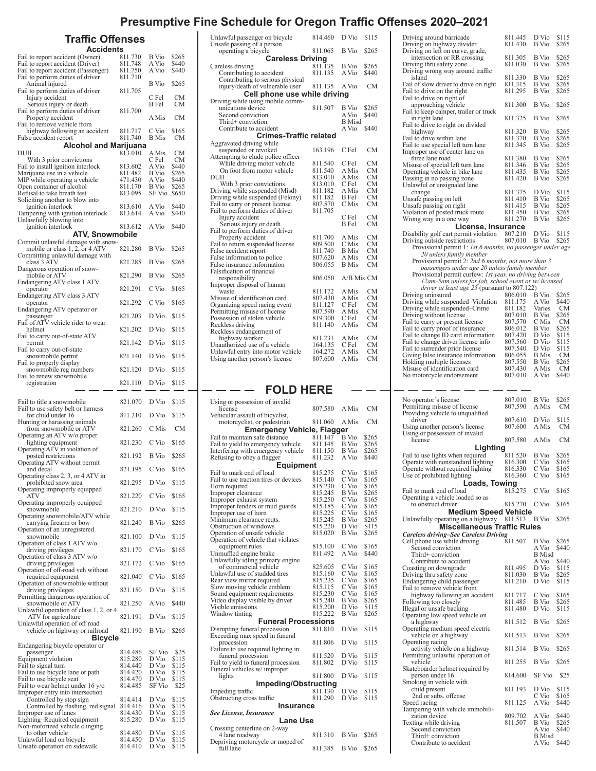# Presumptive Fine Schedule for Oregon Traffic Offenses 2020–2021

## Traffic Offenses

### Accidents

| | | | |
|---|---|---|---|
| Fail to report accident (Owner) | 811.730 | B Vio | $265 |
| Fail to report accident (Driver) | 811.748 | A Vio | $440 |
| Fail to report accident (Passenger) | 811.750 | A Vio | $440 |
| Fail to perform duties of driver | 811.710 | | |
| Animal injured | | B Vio | $265 |
| Fail to perform duties of driver | 811.705 | | |
| Injury accident | | C Fel | CM |
| Serious injury or death | | B Fel | CM |
| Fail to perform duties of driver | 811.700 | | |
| Property accident | | A Mis | CM |
| Fail to remove vehicle from highway following an accident | 811.717 | C Vio | $165 |
| False accident report | 811.740 | B Mis | CM |

### Alcohol and Marijuana

| | | | |
|---|---|---|---|
| DUII | 813.010 | A Mis | CM |
| With 3 prior convictions | | C Fel | CM |
| Fail to install ignition interlock | 813.602 | A Vio | $440 |
| Marijuana use in a vehicle | 811.482 | B Vio | $265 |
| MIP while operating a vehicle | 471.430 | A Vio | $440 |
| Open container of alcohol | 811.170 | B Vio | $265 |
| Refusal to take breath test | 813.095 | SF Vio | $650 |
| Soliciting another to blow into ignition interlock | 813.610 | A Vio | $440 |
| Tampering with ignition interlock | 813.614 | A Vio | $440 |
| Unlawfully blowing into ignition interlock | 813.612 | A Vio | $440 |

### ATV, Snowmobile

| | | | |
|---|---|---|---|
| Commit unlawful damage with snowmobile or class 1, 2, or 4 ATV | 821.280 | B Vio | $265 |
| Committing unlawful damage with class 3 ATV | 821.285 | B Vio | $265 |
| Dangerous operation of snowmobile or ATV | 821.290 | B Vio | $265 |
| Endangering ATV class 1 ATV operator | 821.291 | C Vio | $165 |
| Endangering ATV class 3 ATV operator | 821.292 | C Vio | $165 |
| Endangering ATV operator or passenger | 821.203 | D Vio | $115 |
| Fail of ATV vehicle rider to wear helmet | 821.202 | D Vio | $115 |
| Fail to carry out-of-state ATV permit | 821.142 | D Vio | $115 |
| Fail to carry out-of-state snowmobile permit | 821.140 | D Vio | $115 |
| Fail to properly display snowmobile reg numbers | 821.120 | D Vio | $115 |
| Fail to renew snowmobile registration | 821.110 | D Vio | $115 |
| Fail to title a snowmobile | 821.070 | D Vio | $115 |
| Fail to use safety belt or harness for child under 16 | 811.210 | D Vio | $115 |
| Hunting or harassing animals from snowmobile or ATV | 821.260 | C Mis | CM |
| Operating an ATV w/o proper lighting equipment | 821.230 | C Vio | $165 |
| Operating ATV in violation of posted restrictions | 821.192 | B Vio | $265 |
| Operating ATV without permit and decal | 821.195 | C Vio | $165 |
| Operating class 2, 3, or 4 ATV in prohibited snow area | 821.295 | D Vio | $115 |
| Operating improperly equipped ATV | 821.220 | C Vio | $165 |
| Operating improperly equipped snowmobile | 821.210 | D Vio | $115 |
| Operating snowmobile/ATV while carrying firearm or bow | 821.240 | B Vio | $265 |
| Operation of an unregistered snowmobile | 821.100 | D Vio | $115 |
| Operation of class 1 ATV w/o driving privileges | 821.170 | C Vio | $165 |
| Operation of class 3 ATV w/o driving privileges | 821.172 | C Vio | $165 |
| Operation of off-road veh without required equipment | 821.040 | C Vio | $165 |
| Operation of snowmobile without driving privileges | 821.150 | D Vio | $115 |
| Permitting dangerous operation of snowmobile or ATV | 821.250 | A Vio | $440 |
| Unlawful operation of class 1, 2, or 4 ATV for agriculture | 821.191 | D Vio | $115 |
| Unlawful operation of off road vehicle on highway or railroad | 821.190 | B Vio | $265 |

### Bicycle

| | | | |
|---|---|---|---|
| Endangering bicycle operator or passenger | 814.486 | SF Vio | $25 |
| Equipment violation | 815.280 | D Vio | $115 |
| Fail to signal turn | 814.440 | D Vio | $115 |
| Fail to use bicycle lane or path | 814.420 | D Vio | $115 |
| Fail to use bicycle seat | 814.470 | D Vio | $115 |
| Fail to wear helmet under 16 y/o | 814.485 | SF Vio | $25 |
| Improper entry into intersection | | | |
| Controlled by stop sign | 814.414 | D Vio | $115 |
| Controlled by flashing red signal | 814.416 | D Vio | $115 |
| Improper use of lanes | 814.430 | D Vio | $115 |
| Lighting–Required equipment | 815.280 | D Vio | $115 |
| Non-motorized vehicle clinging to other vehicle | 814.480 | D Vio | $115 |
| Unlawful load on bicycle | 814.450 | D Vio | $115 |
| Unsafe operation on sidewalk | 814.410 | D Vio | $115 |
| Unlawful passenger on bicycle | 814.460 | D Vio | $115 |
| Unsafe passing of a person operating a bicycle | 811.065 | B Vio | $265 |

### Careless Driving

| | | | |
|---|---|---|---|
| Careless driving | 811.135 | B Vio | $265 |
| Contributing to accident | 811.135 | A Vio | $440 |
| Contributing to serious physical injury/death of vulnerable user | 811.135 | A Vio | CM |

### Cell phone use while driving

| | | | |
|---|---|---|---|
| Driving while using mobile communications device | 811.507 | B Vio | $265 |
| Second conviction | | A Vio | $440 |
| Third+ conviction | | B Misd | |
| Contribute to accident | | A Vio | $440 |

### Crimes-Traffic related

| | | | |
|---|---|---|---|
| Aggravated driving while suspended or revoked | 163.196 | C Fel | CM |
| Attempting to elude police officer– | | | |
| While driving motor vehicle | 811.540 | C Fel | CM |
| On foot from motor vehicle | 811.540 | A Mis | CM |
| DUII | 813.010 | A Mis | CM |
| With 3 prior convictions | 813.010 | C Fel | CM |
| Driving while suspended (Misd) | 811.182 | A Mis | CM |
| Driving while suspended (Felony) | 811.182 | B Fel | CM |
| Fail to carry or present license | 807.570 | C Mis | CM |
| Fail to perform duties of driver | 811.705 | | |
| Injury accident | | C Fel | CM |
| Serious injury or death | | B Fel | CM |
| Fail to perform duties of driver | | | |
| Property accident | 811.700 | A Mis | CM |
| Fail to return suspended license | 809.500 | C Mis | CM |
| False accident report | 811.740 | B Mis | CM |
| False information to police | 807.620 | A Mis | CM |
| False insurance information | 806.055 | B Mis | CM |
| Falsification of financial responsibility | 806.050 | A/B Mis | CM |
| Improper disposal of human waste | 811.172 | A Mis | CM |
| Misuse of identification card | 807.430 | A Mis | CM |
| Organizing speed racing event | 811.127 | C Fel | CM |
| Permitting misuse of license | 807.590 | A Mis | CM |
| Possession of stolen vehicle | 819.300 | C Fel | CM |
| Reckless driving | 811.140 | A Mis | CM |
| Reckless endangerment of highway worker | 811.231 | A Mis | CM |
| Unauthorized use of a vehicle | 164.135 | C Fel | CM |
| Unlawful entry into motor vehicle | 164.272 | A Mis | CM |
| Using another person's license | 807.600 | A Mis | CM |
| Using or possession of invalid license | 807.580 | A Mis | CM |
| Vehicular assault of bicyclist, motorcyclist, or pedestrian | 811.060 | A Mis | CM |

FOLD HERE

### Emergency Vehicle, Flagger

| | | | |
|---|---|---|---|
| Fail to maintain safe distance | 811.147 | B Vio | $265 |
| Fail to yield to emergency vehicle | 811.145 | B Vio | $265 |
| Interfering with emergency vehicle | 811.150 | B Vio | $265 |
| Refusing to obey a flagger | 811.232 | A Vio | $440 |

### Equipment

| | | | |
|---|---|---|---|
| Fail to mark end of load | 815.275 | C Vio | $165 |
| Fail to use traction tires or devices | 815.140 | C Vio | $165 |
| Horn required | 815.230 | C Vio | $165 |
| Improper clearance | 815.245 | B Vio | $265 |
| Improper exhaust system | 815.250 | C Vio | $165 |
| Improper fenders or mud guards | 815.185 | C Vio | $165 |
| Improper use of horn | 815.225 | C Vio | $165 |
| Minimum clearance reqts. | 815.245 | B Vio | $265 |
| Obstruction of windows | 815.220 | D Vio | $115 |
| Operation of unsafe vehicle | 815.020 | B Vio | $265 |
| Operation of vehicle that violates equipment rules | 815.100 | C Vio | $165 |
| Unmuffled engine brake | 811.492 | A Vio | $440 |
| Unlawfully idling primary engine of commercial vehicle | 825.605 | C Vio | $165 |
| Unlawful use of studded tires | 815.160 | C Vio | $165 |
| Rear view mirror required | 815.235 | C Vio | $165 |
| Slow moving vehicle emblem | 815.115 | C Vio | $165 |
| Sound equipment requirements | 815.230 | C Vio | $165 |
| Video display visible by driver | 815.240 | B Vio | $265 |
| Visible emissions | 815.200 | D Vio | $115 |
| Window tinting | 815.222 | B Vio | $265 |

### Funeral Processions

| | | | |
|---|---|---|---|
| Disrupting funeral procession | 811.810 | D Vio | $115 |
| Exceeding max speed in funeral procession | 811.806 | D Vio | $115 |
| Failure to use required lighting in funeral procession | 811.520 | D Vio | $115 |
| Fail to yield to funeral procession | 811.802 | D Vio | $115 |
| Funeral vehicles w/ improper lights | 811.800 | D Vio | $115 |

### Impeding/Obstructing

| | | | |
|---|---|---|---|
| Impeding traffic | 811.130 | D Vio | $115 |
| Obstructing cross traffic | 811.290 | D Vio | $115 |

### Insurance

*See License, Insurance*

### Lane Use

| | | | |
|---|---|---|---|
| Crossing centerline on 2-way 4 lane roadway | 811.310 | B Vio | $265 |
| Depriving motorcycle or moped of full lane | 811.385 | B Vio | $265 |
| Driving around barricade | 811.445 | D Vio | $115 |
| Driving on highway divider | 811.430 | B Vio | $265 |
| Driving on left on curve, grade, intersection or RR crossing | 811.305 | B Vio | $265 |
| Driving thru safety zone | 811.030 | B Vio | $265 |
| Driving wrong way around traffic island | 811.330 | B Vio | $265 |
| Fail of slow driver to drive on right | 811.315 | B Vio | $265 |
| Fail to drive on the right | 811.295 | B Vio | $265 |
| Fail to drive on right of approaching vehicle | 811.300 | B Vio | $265 |
| Fail to keep camper, trailer or truck in right lane | 811.325 | B Vio | $265 |
| Fail to drive to right on divided highway | 811.320 | B Vio | $265 |
| Fail to drive within lane | 811.370 | B Vio | $265 |
| Fail to use special left turn lane | 811.345 | B Vio | $265 |
| Improper use of center lane on three lane road | 811.380 | B Vio | $265 |
| Misuse of special left turn lane | 811.346 | B Vio | $265 |
| Operating vehicle in bike lane | 811.435 | B Vio | $265 |
| Passing in no passing zone | 811.420 | B Vio | $265 |
| Unlawful or unsignaled lane change | 811.375 | D Vio | $115 |
| Unsafe passing on left | 811.410 | B Vio | $265 |
| Unsafe passing on right | 811.415 | B Vio | $265 |
| Violation of posted truck route | 811.450 | B Vio | $265 |
| Wrong way in a one way | 811.270 | B Vio | $265 |

### License, Insurance

| | | | |
|---|---|---|---|
| Disability golf cart permit violation | 807.210 | D Vio | $115 |
| Driving outside restrictions | 807.010 | B Vio | $265 |

Provisional permit 1: *1st 6 months, no passenger under age 20 unless family member*

Provisional permit 2: *2nd 6 months, not more than 3 passengers under age 20 unless family member*

Provisional permit curfew: *1st year, no driving between 12am-5am unless for job, school event or w/ licensed driver at least age 25* (pursuant to 807.122)

| | | | |
|---|---|---|---|
| Driving uninsured | 806.010 | B Vio | $265 |
| Driving while suspended–Violation | 811.175 | A Vio | $440 |
| Driving while suspended–Crime | 811.182 | Varies | CM |
| Driving without license | 807.010 | B Vio | $265 |
| Fail to carry or present license | 807.570 | C Mis | CM |
| Fail to carry proof of insurance | 806.012 | B Vio | $265 |
| Fail to change ID card information | 807.420 | D Vio | $115 |
| Fail to change driver license info | 807.560 | D Vio | $115 |
| Fail to surrender prior license | 807.540 | D Vio | $115 |
| Giving false insurance information | 806.055 | B Mis | CM |
| Holding multiple licenses | 807.550 | B Vio | $265 |
| Misuse of identification card | 807.430 | A Mis | CM |
| No motorcycle endorsement | 807.010 | A Vio | $440 |
| No operator's license | 807.010 | B Vio | $265 |
| Permitting misuse of license | 807.590 | A Mis | CM |
| Providing vehicle to unqualified driver | 807.610 | D Vio | $115 |
| Using another person's license | 807.600 | A Mis | CM |
| Using or possession of invalid license | 807.580 | A Mis | CM |

### Lighting

| | | | |
|---|---|---|---|
| Fail to use lights when required | 811.520 | B Vio | $265 |
| Operate with nonstandard lighting | 816.300 | C Vio | $165 |
| Operate without required lighting | 816.330 | C Vio | $165 |
| Use of prohibited lighting | 816.360 | C Vio | $165 |

### Loads, Towing

| | | | |
|---|---|---|---|
| Fail to mark end of load | 815.275 | C Vio | $165 |
| Operating a vehicle loaded so as to obstruct driver | 815.270 | C Vio | $165 |

### Medium Speed Vehicle

| | | | |
|---|---|---|---|
| Unlawfully operating on a highway | 811.513 | B Vio | $265 |

### Miscellaneous Traffic Rules

***Careless driving–See Careless Driving***

| | | | |
|---|---|---|---|
| Cell phone use while driving | 811.507 | B Vio | $265 |
| Second conviction | | A Vio | $440 |
| Third+ conviction | | B Misd | |
| Contribute to accident | | A Vio | $440 |
| Coasting on downgrade | 811.495 | D Vio | $115 |
| Driving thru safety zone | 811.030 | B Vio | $265 |
| Endangering child passenger | 811.210 | D Vio | $115 |
| Fail to remove vehicle from highway following an accident | 811.717 | C Vio | $165 |
| Following too closely | 811.485 | B Vio | $265 |
| Illegal or unsafe backing | 811.480 | D Vio | $115 |
| Operating low speed vehicle on a highway | 811.512 | B Vio | $265 |
| Operating medium speed electric vehicle on a highway | 811.513 | B Vio | $265 |
| Operating racing activity vehicle on a highway | 811.514 | B Vio | $265 |
| Permitting unlawful operation of vehicle | 811.255 | B Vio | $265 |
| Skateboarder helmet required by person under 16 | 814.600 | SF Vio | $25 |
| Smoking in vehicle with child present | 811.193 | D Vio | $115 |
| 2nd or subs. offense | | C Vio | $165 |
| Speed racing | 811.125 | A Vio | $440 |
| Tampering with vehicle immobilization device | 809.702 | A Vio | $440 |
| Texting while driving | 811.507 | B Vio | $265 |
| Second conviction | | A Vio | $440 |
| Third+ conviction | | B Misd | |
| Contribute to accident | | A Vio | $440 |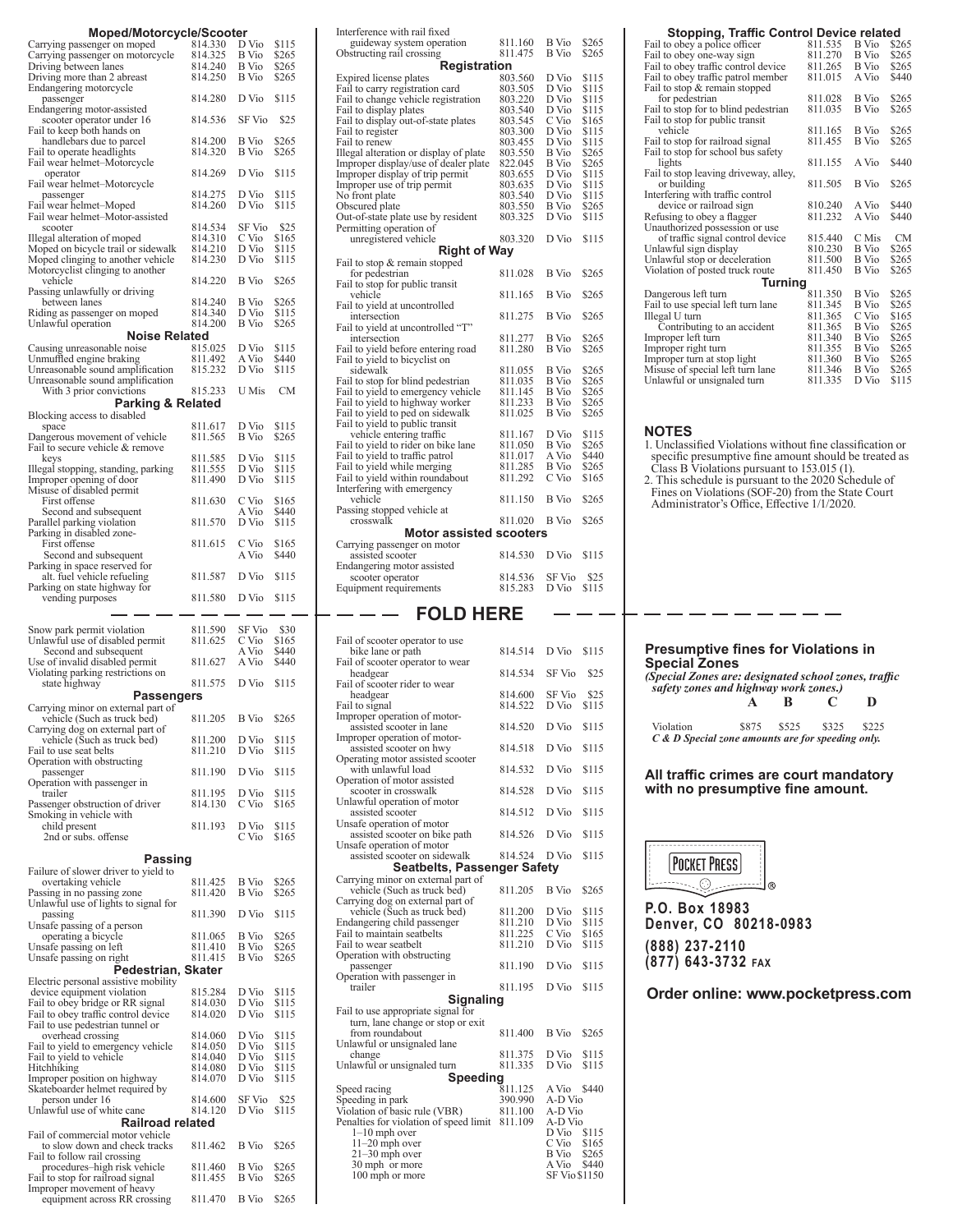## Moped/Motorcycle/Scooter

| | | | |
|---|---|---|---|
| Carrying passenger on moped | 814.330 | D Vio | $115 |
| Carrying passenger on motorcycle | 814.325 | B Vio | $265 |
| Driving between lanes | 814.240 | B Vio | $265 |
| Driving more than 2 abreast | 814.250 | B Vio | $265 |
| Endangering motorcycle passenger | 814.280 | D Vio | $115 |
| Endangering motor-assisted scooter operator under 16 | 814.536 | SF Vio | $25 |
| Fail to keep both hands on handlebars due to parcel | 814.200 | B Vio | $265 |
| Fail to operate headlights | 814.320 | B Vio | $265 |
| Fail wear helmet–Motorcycle operator | 814.269 | D Vio | $115 |
| Fail wear helmet–Motorcycle passenger | 814.275 | D Vio | $115 |
| Fail wear helmet–Moped | 814.260 | D Vio | $115 |
| Fail wear helmet–Motor-assisted scooter | 814.534 | SF Vio | $25 |
| Illegal alteration of moped | 814.310 | C Vio | $165 |
| Moped on bicycle trail or sidewalk | 814.210 | D Vio | $115 |
| Moped clinging to another vehicle | 814.230 | D Vio | $115 |
| Motorcyclist clinging to another vehicle | 814.220 | B Vio | $265 |
| Passing unlawfully or driving between lanes | 814.240 | B Vio | $265 |
| Riding as passenger on moped | 814.340 | D Vio | $115 |
| Unlawful operation | 814.200 | B Vio | $265 |

## Noise Related

| | | | |
|---|---|---|---|
| Causing unreasonable noise | 815.025 | D Vio | $115 |
| Unmuffled engine braking | 811.492 | A Vio | $440 |
| Unreasonable sound amplification | 815.232 | D Vio | $115 |
| Unreasonable sound amplification With 3 prior convictions | 815.233 | U Mis | CM |

## Parking & Related

| | | | |
|---|---|---|---|
| Blocking access to disabled space | 811.617 | D Vio | $115 |
| Dangerous movement of vehicle | 811.565 | B Vio | $265 |
| Fail to secure vehicle & remove keys | 811.585 | D Vio | $115 |
| Illegal stopping, standing, parking | 811.555 | D Vio | $115 |
| Improper opening of door | 811.490 | D Vio | $115 |
| Misuse of disabled permit | | | |
| First offense | 811.630 | C Vio | $165 |
| Second and subsequent | | A Vio | $440 |
| Parallel parking violation | 811.570 | D Vio | $115 |
| Parking in disabled zone- | | | |
| First offense | 811.615 | C Vio | $165 |
| Second and subsequent | | A Vio | $440 |
| Parking in space reserved for alt. fuel vehicle refueling | 811.587 | D Vio | $115 |
| Parking on state highway for vending purposes | 811.580 | D Vio | $115 |
| Snow park permit violation | 811.590 | SF Vio | $30 |
| Unlawful use of disabled permit | 811.625 | C Vio | $165 |
| Second and subsequent | | A Vio | $440 |
| Use of invalid disabled permit | 811.627 | A Vio | $440 |
| Violating parking restrictions on state highway | 811.575 | D Vio | $115 |

## Passengers

| | | | |
|---|---|---|---|
| Carrying minor on external part of vehicle (Such as truck bed) | 811.205 | B Vio | $265 |
| Carrying dog on external part of vehicle (Such as truck bed) | 811.200 | D Vio | $115 |
| Fail to use seat belts | 811.210 | D Vio | $115 |
| Operation with obstructing passenger | 811.190 | D Vio | $115 |
| Operation with passenger in trailer | 811.195 | D Vio | $115 |
| Passenger obstruction of driver | 814.130 | C Vio | $165 |
| Smoking in vehicle with child present | 811.193 | D Vio | $115 |
| 2nd or subs. offense | | C Vio | $165 |

## Passing

| | | | |
|---|---|---|---|
| Failure of slower driver to yield to overtaking vehicle | 811.425 | B Vio | $265 |
| Passing in no passing zone | 811.420 | B Vio | $265 |
| Unlawful use of lights to signal for passing | 811.390 | D Vio | $115 |
| Unsafe passing of a person operating a bicycle | 811.065 | B Vio | $265 |
| Unsafe passing on left | 811.410 | B Vio | $265 |
| Unsafe passing on right | 811.415 | B Vio | $265 |

## Pedestrian, Skater

| | | | |
|---|---|---|---|
| Electric personal assistive mobility device equipment violation | 815.284 | D Vio | $115 |
| Fail to obey bridge or RR signal | 814.030 | D Vio | $115 |
| Fail to obey traffic control device | 814.020 | D Vio | $115 |
| Fail to use pedestrian tunnel or overhead crossing | 814.060 | D Vio | $115 |
| Fail to yield to emergency vehicle | 814.050 | D Vio | $115 |
| Fail to yield to vehicle | 814.040 | D Vio | $115 |
| Hitchhiking | 814.080 | D Vio | $115 |
| Improper position on highway | 814.070 | D Vio | $115 |
| Skateboarder helmet required by person under 16 | 814.600 | SF Vio | $25 |
| Unlawful use of white cane | 814.120 | D Vio | $115 |

## Railroad related

| | | | |
|---|---|---|---|
| Fail of commercial motor vehicle to slow down and check tracks | 811.462 | B Vio | $265 |
| Fail to follow rail crossing procedures–high risk vehicle | 811.460 | B Vio | $265 |
| Fail to stop for railroad signal | 811.455 | B Vio | $265 |
| Improper movement of heavy equipment across RR crossing | 811.470 | B Vio | $265 |
| Interference with rail fixed guideway system operation | 811.160 | B Vio | $265 |
| Obstructing rail crossing | 811.475 | B Vio | $265 |

## Registration

| | | | |
|---|---|---|---|
| Expired license plates | 803.560 | D Vio | $115 |
| Fail to carry registration card | 803.505 | D Vio | $115 |
| Fail to change vehicle registration | 803.220 | D Vio | $115 |
| Fail to display plates | 803.540 | D Vio | $115 |
| Fail to display out-of-state plates | 803.545 | C Vio | $165 |
| Fail to register | 803.300 | D Vio | $115 |
| Fail to renew | 803.455 | D Vio | $115 |
| Illegal alteration or display of plate | 803.550 | B Vio | $265 |
| Improper display/use of dealer plate | 822.045 | B Vio | $265 |
| Improper display of trip permit | 803.655 | D Vio | $115 |
| Improper use of trip permit | 803.635 | D Vio | $115 |
| No front plate | 803.540 | D Vio | $115 |
| Obscured plate | 803.550 | B Vio | $265 |
| Out-of-state plate use by resident | 803.325 | D Vio | $115 |
| Permitting operation of unregistered vehicle | 803.320 | D Vio | $115 |

## Right of Way

| | | | |
|---|---|---|---|
| Fail to stop & remain stopped for pedestrian | 811.028 | B Vio | $265 |
| Fail to stop for public transit vehicle | 811.165 | B Vio | $265 |
| Fail to yield at uncontrolled intersection | 811.275 | B Vio | $265 |
| Fail to yield at uncontrolled "T" intersection | 811.277 | B Vio | $265 |
| Fail to yield before entering road | 811.280 | B Vio | $265 |
| Fail to yield to bicyclist on sidewalk | 811.055 | B Vio | $265 |
| Fail to stop for blind pedestrian | 811.035 | B Vio | $265 |
| Fail to yield to emergency vehicle | 811.145 | B Vio | $265 |
| Fail to yield to highway worker | 811.233 | B Vio | $265 |
| Fail to yield to ped on sidewalk | 811.025 | B Vio | $265 |
| Fail to yield to public transit vehicle entering traffic | 811.167 | D Vio | $115 |
| Fail to yield to rider on bike lane | 811.050 | B Vio | $265 |
| Fail to yield to traffic patrol | 811.017 | A Vio | $440 |
| Fail to yield while merging | 811.285 | B Vio | $265 |
| Fail to yield within roundabout | 811.292 | C Vio | $165 |
| Interfering with emergency vehicle | 811.150 | B Vio | $265 |
| Passing stopped vehicle at crosswalk | 811.020 | B Vio | $265 |

## Motor assisted scooters

| | | | |
|---|---|---|---|
| Carrying passenger on motor assisted scooter | 814.530 | D Vio | $115 |
| Endangering motor assisted scooter operator | 814.536 | SF Vio | $25 |
| Equipment requirements | 815.283 | D Vio | $115 |
| Fail of scooter operator to use bike lane or path | 814.514 | D Vio | $115 |
| Fail of scooter operator to wear headgear | 814.534 | SF Vio | $25 |
| Fail of scooter rider to wear headgear | 814.600 | SF Vio | $25 |
| Fail to signal | 814.522 | D Vio | $115 |
| Improper operation of motor-assisted scooter in lane | 814.520 | D Vio | $115 |
| Improper operation of motor-assisted scooter on hwy | 814.518 | D Vio | $115 |
| Operating motor assisted scooter with unlawful load | 814.532 | D Vio | $115 |
| Operation of motor assisted scooter in crosswalk | 814.528 | D Vio | $115 |
| Unlawful operation of motor assisted scooter | 814.512 | D Vio | $115 |
| Unsafe operation of motor assisted scooter on bike path | 814.526 | D Vio | $115 |
| Unsafe operation of motor assisted scooter on sidewalk | 814.524 | D Vio | $115 |

## FOLD HERE

## Seatbelts, Passenger Safety

| | | | |
|---|---|---|---|
| Carrying minor on external part of vehicle (Such as truck bed) | 811.205 | B Vio | $265 |
| Carrying dog on external part of vehicle (Such as truck bed) | 811.200 | D Vio | $115 |
| Endangering child passenger | 811.210 | D Vio | $115 |
| Fail to maintain seatbelts | 811.225 | C Vio | $165 |
| Fail to wear seatbelt | 811.210 | D Vio | $115 |
| Operation with obstructing passenger | 811.190 | D Vio | $115 |
| Operation with passenger in trailer | 811.195 | D Vio | $115 |

## Signaling

| | | | |
|---|---|---|---|
| Fail to use appropriate signal for turn, lane change or stop or exit from roundabout | 811.400 | B Vio | $265 |
| Unlawful or unsignaled lane change | 811.375 | D Vio | $115 |
| Unlawful or unsignaled turn | 811.335 | D Vio | $115 |

## Speeding

| | | | |
|---|---|---|---|
| Speed racing | 811.125 | A Vio | $440 |
| Speeding in park | 390.990 | A-D Vio | |
| Violation of basic rule (VBR) | 811.100 | A-D Vio | |
| Penalties for violation of speed limit | 811.109 | A-D Vio | |
| 1–10 mph over | | D Vio | $115 |
| 11–20 mph over | | C Vio | $165 |
| 21–30 mph over | | B Vio | $265 |
| 30 mph or more | | A Vio | $440 |
| 100 mph or more | | SF Vio | $1150 |

## Stopping, Traffic Control Device related

| | | | |
|---|---|---|---|
| Fail to obey a police officer | 811.535 | B Vio | $265 |
| Fail to obey one-way sign | 811.270 | B Vio | $265 |
| Fail to obey traffic control device | 811.265 | B Vio | $265 |
| Fail to obey traffic patrol member | 811.015 | A Vio | $440 |
| Fail to stop & remain stopped for pedestrian | 811.028 | B Vio | $265 |
| Fail to stop for to blind pedestrian | 811.035 | B Vio | $265 |
| Fail to stop for public transit vehicle | 811.165 | B Vio | $265 |
| Fail to stop for railroad signal | 811.455 | B Vio | $265 |
| Fail to stop for school bus safety lights | 811.155 | A Vio | $440 |
| Fail to stop leaving driveway, alley, or building | 811.505 | B Vio | $265 |
| Interfering with traffic control device or railroad sign | 810.240 | A Vio | $440 |
| Refusing to obey a flagger | 811.232 | A Vio | $440 |
| Unauthorized possession or use of traffic signal control device | 815.440 | C Mis | CM |
| Unlawful sign display | 810.230 | B Vio | $265 |
| Unlawful stop or deceleration | 811.500 | B Vio | $265 |
| Violation of posted truck route | 811.450 | B Vio | $265 |

## Turning

| | | | |
|---|---|---|---|
| Dangerous left turn | 811.350 | B Vio | $265 |
| Fail to use special left turn lane | 811.345 | B Vio | $265 |
| Illegal U turn | 811.365 | C Vio | $165 |
| Contributing to an accident | 811.365 | B Vio | $265 |
| Improper left turn | 811.340 | B Vio | $265 |
| Improper right turn | 811.355 | B Vio | $265 |
| Improper turn at stop light | 811.360 | B Vio | $265 |
| Misuse of special left turn lane | 811.346 | B Vio | $265 |
| Unlawful or unsignaled turn | 811.335 | D Vio | $115 |

## NOTES

1. Unclassified Violations without fine classification or specific presumptive fine amount should be treated as Class B Violations pursuant to 153.015 (1).
2. This schedule is pursuant to the 2020 Schedule of Fines on Violations (SOF-20) from the State Court Administrator's Office, Effective 1/1/2020.

## Presumptive fines for Violations in Special Zones

***(Special Zones are: designated school zones, traffic safety zones and highway work zones.)***

| | A | B | C | D |
|---|---|---|---|---|
| Violation | $875 | $525 | $325 | $225 |

***C & D Special zone amounts are for speeding only.***

**All traffic crimes are court mandatory with no presumptive fine amount.**

POCKET PRESS®

**P.O. Box 18983**
**Denver, CO 80218-0983**

**(888) 237-2110**
**(877) 643-3732 FAX**

**Order online: www.pocketpress.com**